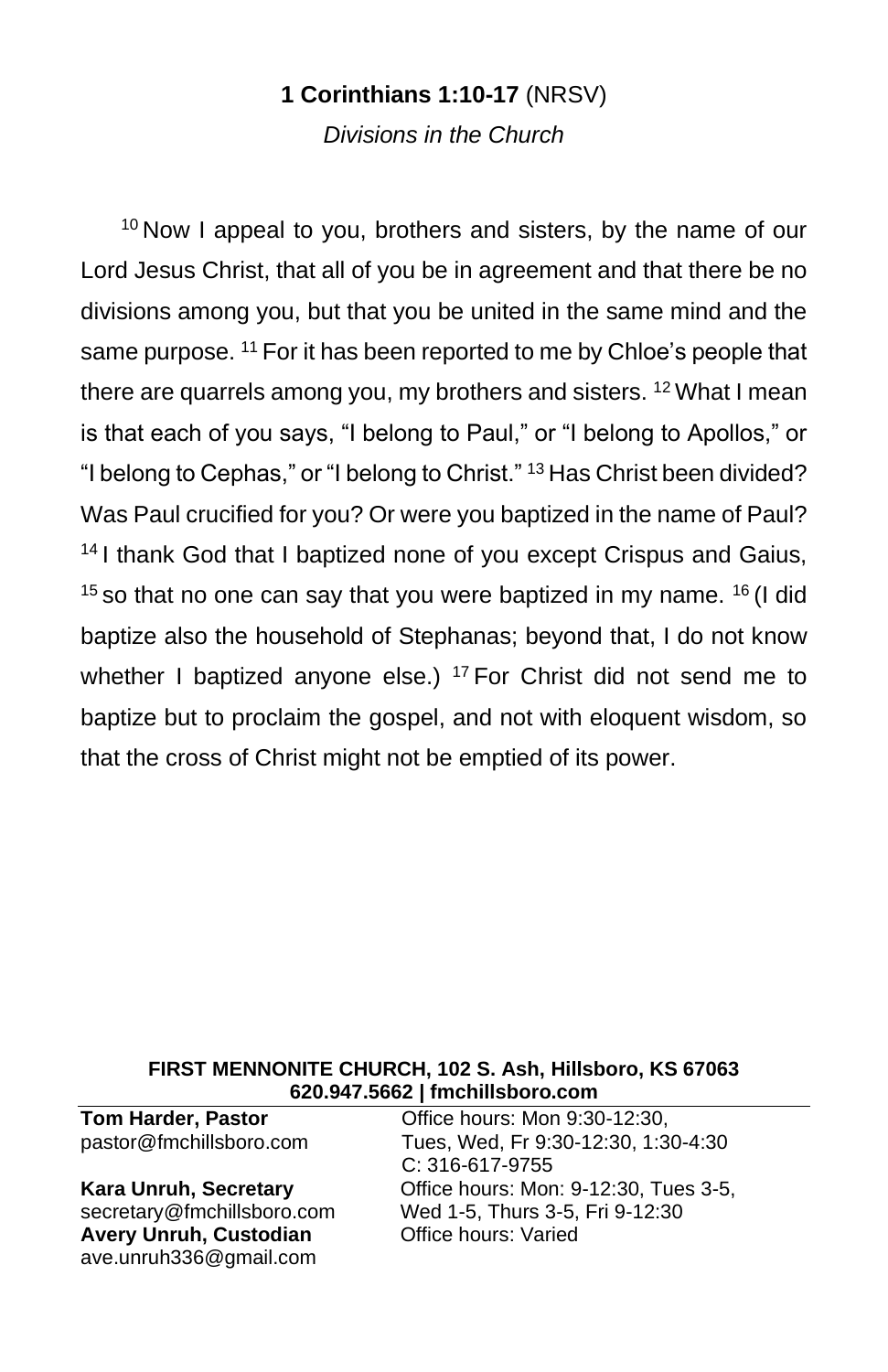**1 Corinthians 1:10-17** (NRSV)

*Divisions in the Church*

[10] Now I appeal to you, brothers and sisters, by the name of our Lord Jesus Christ, that all of you be in agreement and that there be no divisions among you, but that you be united in the same mind and the same purpose. [11] For it has been reported to me by Chloe's people that there are quarrels among you, my brothers and sisters. [12] What I mean is that each of you says, "I belong to Paul," or "I belong to Apollos," or "I belong to Cephas," or "I belong to Christ." [13] Has Christ been divided? Was Paul crucified for you? Or were you baptized in the name of Paul? [14] I thank God that I baptized none of you except Crispus and Gaius, [15] so that no one can say that you were baptized in my name. [16] (I did baptize also the household of Stephanas; beyond that, I do not know whether I baptized anyone else.) [17] For Christ did not send me to baptize but to proclaim the gospel, and not with eloquent wisdom, so that the cross of Christ might not be emptied of its power.

**FIRST MENNONITE CHURCH, 102 S. Ash, Hillsboro, KS 67063**
**620.947.5662 | fmchillsboro.com**

**Tom Harder, Pastor**
pastor@fmchillsboro.com
Office hours: Mon 9:30-12:30, Tues, Wed, Fr 9:30-12:30, 1:30-4:30
C: 316-617-9755

**Kara Unruh, Secretary**
secretary@fmchillsboro.com
Office hours: Mon: 9-12:30, Tues 3-5, Wed 1-5, Thurs 3-5, Fri 9-12:30

**Avery Unruh, Custodian**
ave.unruh336@gmail.com
Office hours: Varied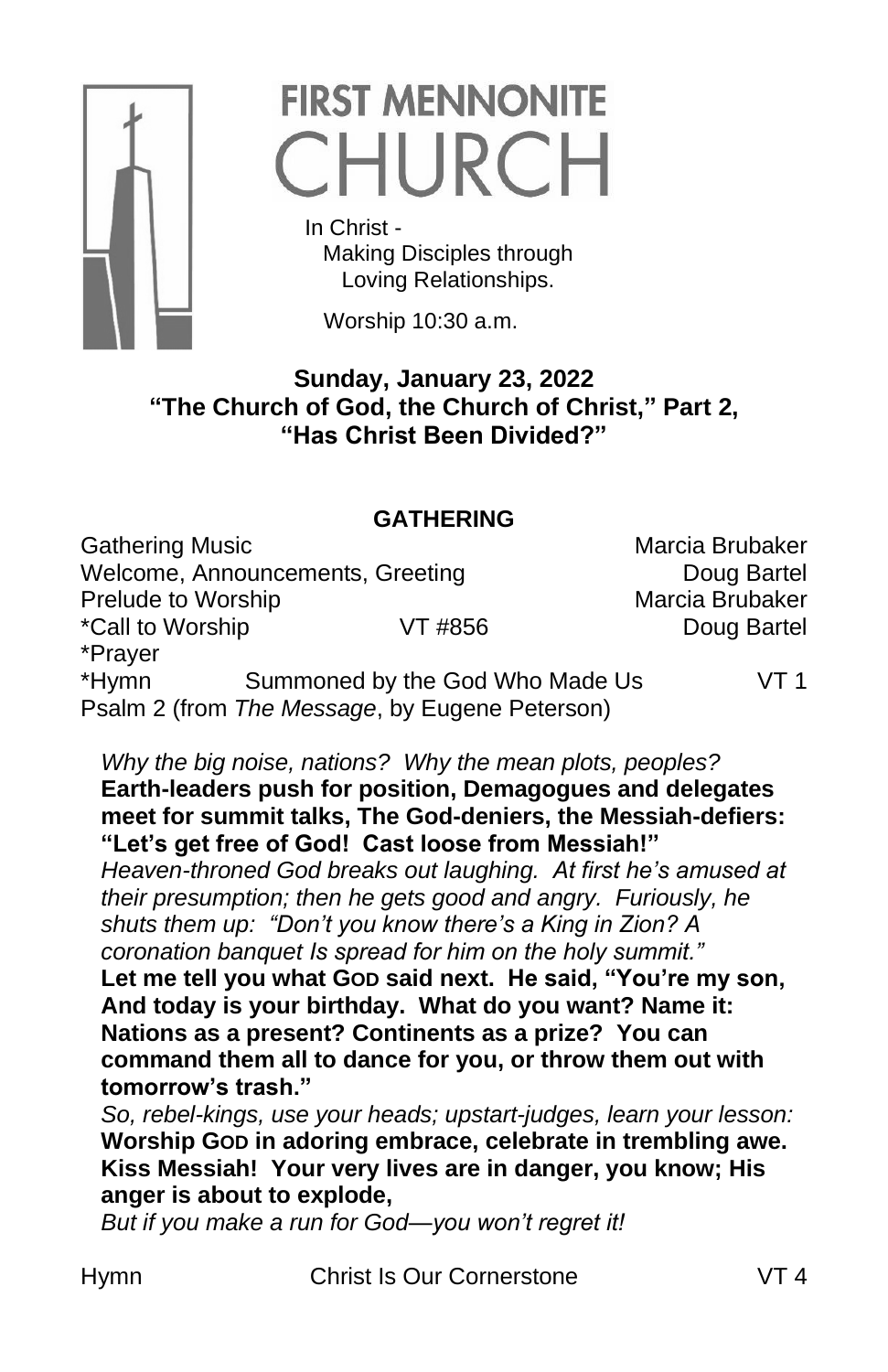# FIRST MENNONITE CHURCH

In Christ -
Making Disciples through
Loving Relationships.

Worship 10:30 a.m.

**Sunday, January 23, 2022**
**"The Church of God, the Church of Christ," Part 2,**
**"Has Christ Been Divided?"**

## GATHERING

| | | |
|---|---|---|
| Gathering Music | | Marcia Brubaker |
| Welcome, Announcements, Greeting | | Doug Bartel |
| Prelude to Worship | | Marcia Brubaker |
| *Call to Worship | VT #856 | Doug Bartel |
| *Prayer | | |
| *Hymn | Summoned by the God Who Made Us | VT 1 |

Psalm 2 (from *The Message*, by Eugene Peterson)

*Why the big noise, nations? Why the mean plots, peoples?*
**Earth-leaders push for position, Demagogues and delegates meet for summit talks, The God-deniers, the Messiah-defiers: "Let's get free of God! Cast loose from Messiah!"**
*Heaven-throned God breaks out laughing. At first he's amused at their presumption; then he gets good and angry. Furiously, he shuts them up: "Don't you know there's a King in Zion? A coronation banquet Is spread for him on the holy summit."*
**Let me tell you what GOD said next. He said, "You're my son, And today is your birthday. What do you want? Name it: Nations as a present? Continents as a prize? You can command them all to dance for you, or throw them out with tomorrow's trash."**
*So, rebel-kings, use your heads; upstart-judges, learn your lesson:*
**Worship GOD in adoring embrace, celebrate in trembling awe. Kiss Messiah! Your very lives are in danger, you know; His anger is about to explode,**
*But if you make a run for God—you won't regret it!*

| | | |
|---|---|---|
| Hymn | Christ Is Our Cornerstone | VT 4 |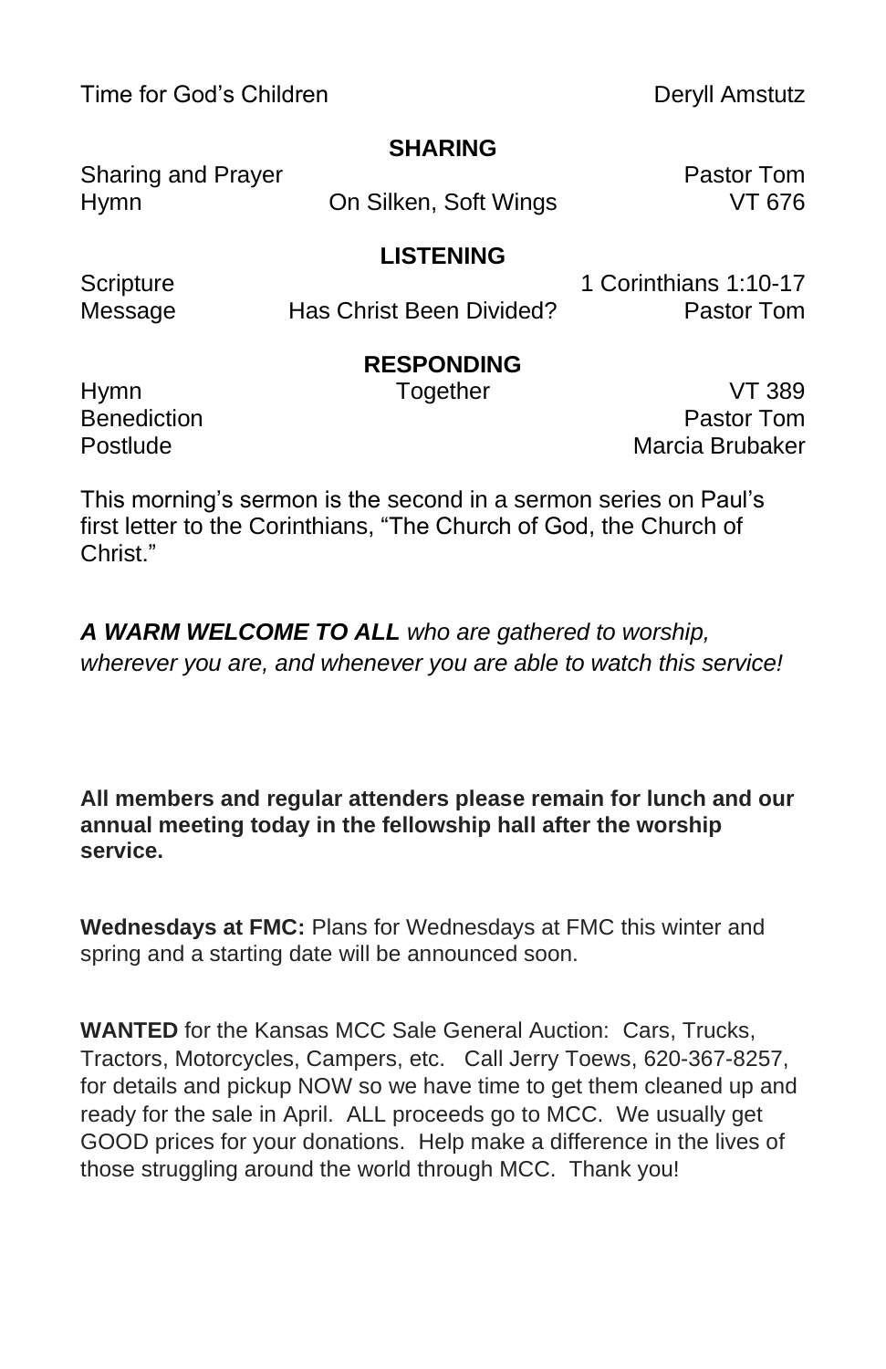| | | |
|---|---|---|
| Time for God's Children | | Deryll Amstutz |

## SHARING

| | | |
|---|---|---|
| Sharing and Prayer | | Pastor Tom |
| Hymn | On Silken, Soft Wings | VT 676 |

## LISTENING

| | | |
|---|---|---|
| Scripture | | 1 Corinthians 1:10-17 |
| Message | Has Christ Been Divided? | Pastor Tom |

## RESPONDING

| | | |
|---|---|---|
| Hymn | Together | VT 389 |
| Benediction | | Pastor Tom |
| Postlude | | Marcia Brubaker |

This morning's sermon is the second in a sermon series on Paul's first letter to the Corinthians, "The Church of God, the Church of Christ."

***A WARM WELCOME TO ALL*** *who are gathered to worship, wherever you are, and whenever you are able to watch this service!*

**All members and regular attenders please remain for lunch and our annual meeting today in the fellowship hall after the worship service.**

**Wednesdays at FMC:** Plans for Wednesdays at FMC this winter and spring and a starting date will be announced soon.

**WANTED** for the Kansas MCC Sale General Auction: Cars, Trucks, Tractors, Motorcycles, Campers, etc. Call Jerry Toews, 620-367-8257, for details and pickup NOW so we have time to get them cleaned up and ready for the sale in April. ALL proceeds go to MCC. We usually get GOOD prices for your donations. Help make a difference in the lives of those struggling around the world through MCC. Thank you!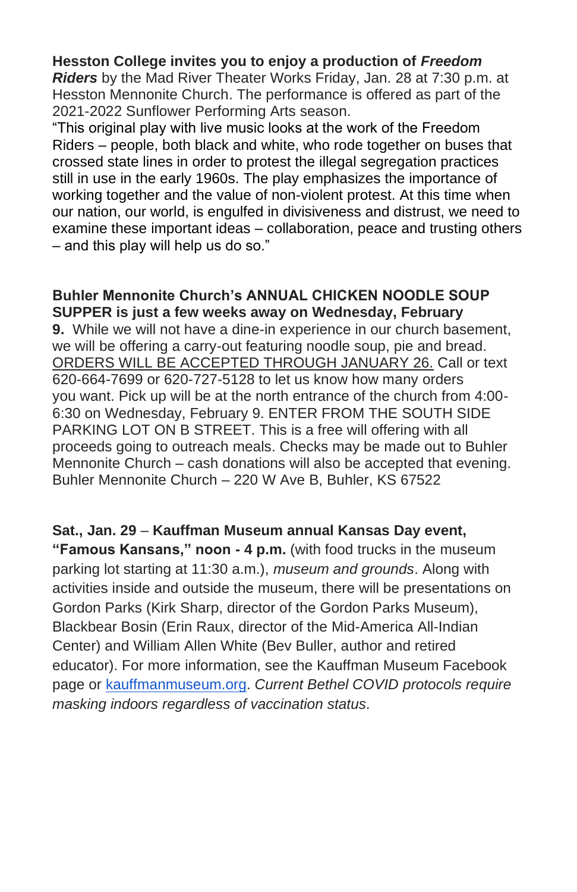**Hesston College invites you to enjoy a production of *Freedom Riders*** by the Mad River Theater Works Friday, Jan. 28 at 7:30 p.m. at Hesston Mennonite Church. The performance is offered as part of the 2021-2022 Sunflower Performing Arts season.

"This original play with live music looks at the work of the Freedom Riders – people, both black and white, who rode together on buses that crossed state lines in order to protest the illegal segregation practices still in use in the early 1960s. The play emphasizes the importance of working together and the value of non-violent protest. At this time when our nation, our world, is engulfed in divisiveness and distrust, we need to examine these important ideas – collaboration, peace and trusting others – and this play will help us do so."

**Buhler Mennonite Church's ANNUAL CHICKEN NOODLE SOUP SUPPER is just a few weeks away on Wednesday, February 9.** While we will not have a dine-in experience in our church basement, we will be offering a carry-out featuring noodle soup, pie and bread. <u>ORDERS WILL BE ACCEPTED THROUGH JANUARY 26.</u> Call or text 620-664-7699 or 620-727-5128 to let us know how many orders you want. Pick up will be at the north entrance of the church from 4:00-6:30 on Wednesday, February 9. ENTER FROM THE SOUTH SIDE PARKING LOT ON B STREET. This is a free will offering with all proceeds going to outreach meals. Checks may be made out to Buhler Mennonite Church – cash donations will also be accepted that evening. Buhler Mennonite Church – 220 W Ave B, Buhler, KS 67522

**Sat., Jan. 29** – **Kauffman Museum annual Kansas Day event, "Famous Kansans," noon - 4 p.m.** (with food trucks in the museum parking lot starting at 11:30 a.m.), *museum and grounds*. Along with activities inside and outside the museum, there will be presentations on Gordon Parks (Kirk Sharp, director of the Gordon Parks Museum), Blackbear Bosin (Erin Raux, director of the Mid-America All-Indian Center) and William Allen White (Bev Buller, author and retired educator). For more information, see the Kauffman Museum Facebook page or [kauffmanmuseum.org](kauffmanmuseum.org). *Current Bethel COVID protocols require masking indoors regardless of vaccination status.*